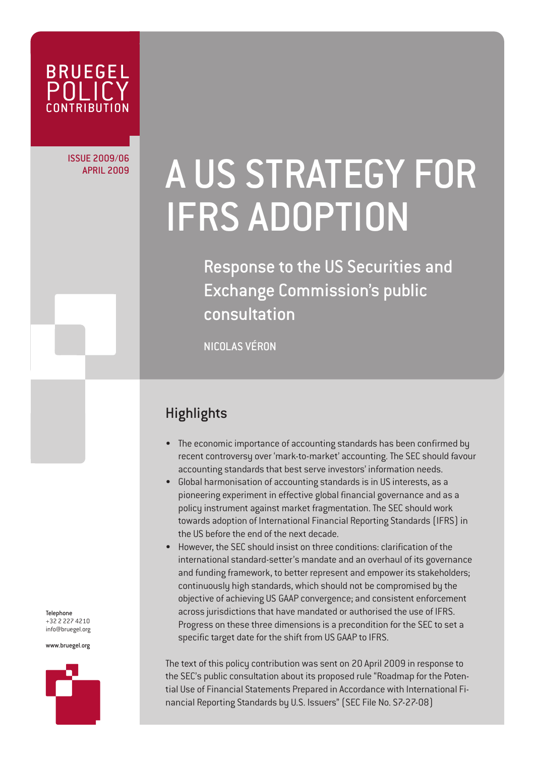BRUEGEL POLICY CONTRIBUTION

ISSUE 2009/06
APRIL 2009

# A US STRATEGY FOR IFRS ADOPTION

## Response to the US Securities and Exchange Commission's public consultation

NICOLAS VÉRON

## Highlights

- The economic importance of accounting standards has been confirmed by recent controversy over 'mark-to-market' accounting. The SEC should favour accounting standards that best serve investors' information needs.
- Global harmonisation of accounting standards is in US interests, as a pioneering experiment in effective global financial governance and as a policy instrument against market fragmentation. The SEC should work towards adoption of International Financial Reporting Standards (IFRS) in the US before the end of the next decade.
- However, the SEC should insist on three conditions: clarification of the international standard-setter's mandate and an overhaul of its governance and funding framework, to better represent and empower its stakeholders; continuously high standards, which should not be compromised by the objective of achieving US GAAP convergence; and consistent enforcement across jurisdictions that have mandated or authorised the use of IFRS. Progress on these three dimensions is a precondition for the SEC to set a specific target date for the shift from US GAAP to IFRS.

The text of this policy contribution was sent on 20 April 2009 in response to the SEC's public consultation about its proposed rule "Roadmap for the Potential Use of Financial Statements Prepared in Accordance with International Financial Reporting Standards by U.S. Issuers" (SEC File No. S7-27-08)

Telephone
+32 2 227 4210
info@bruegel.org

www.bruegel.org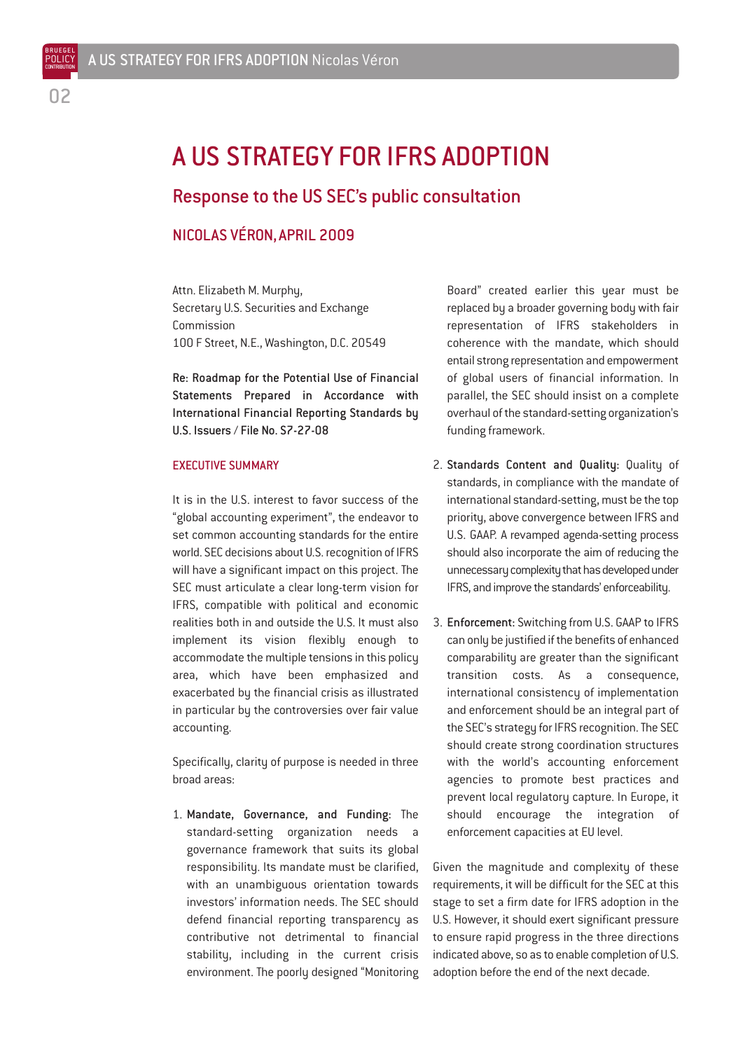# A US STRATEGY FOR IFRS ADOPTION

## Response to the US SEC's public consultation

### NICOLAS VÉRON, APRIL 2009

Attn. Elizabeth M. Murphy,
Secretary U.S. Securities and Exchange Commission
100 F Street, N.E., Washington, D.C. 20549

**Re: Roadmap for the Potential Use of Financial Statements Prepared in Accordance with International Financial Reporting Standards by U.S. Issuers / File No. S7-27-08**

#### EXECUTIVE SUMMARY

It is in the U.S. interest to favor success of the "global accounting experiment", the endeavor to set common accounting standards for the entire world. SEC decisions about U.S. recognition of IFRS will have a significant impact on this project. The SEC must articulate a clear long-term vision for IFRS, compatible with political and economic realities both in and outside the U.S. It must also implement its vision flexibly enough to accommodate the multiple tensions in this policy area, which have been emphasized and exacerbated by the financial crisis as illustrated in particular by the controversies over fair value accounting.

Specifically, clarity of purpose is needed in three broad areas:

1. **Mandate, Governance, and Funding:** The standard-setting organization needs a governance framework that suits its global responsibility. Its mandate must be clarified, with an unambiguous orientation towards investors' information needs. The SEC should defend financial reporting transparency as contributive not detrimental to financial stability, including in the current crisis environment. The poorly designed "Monitoring Board" created earlier this year must be replaced by a broader governing body with fair representation of IFRS stakeholders in coherence with the mandate, which should entail strong representation and empowerment of global users of financial information. In parallel, the SEC should insist on a complete overhaul of the standard-setting organization's funding framework.
2. **Standards Content and Quality:** Quality of standards, in compliance with the mandate of international standard-setting, must be the top priority, above convergence between IFRS and U.S. GAAP. A revamped agenda-setting process should also incorporate the aim of reducing the unnecessary complexity that has developed under IFRS, and improve the standards' enforceability.
3. **Enforcement:** Switching from U.S. GAAP to IFRS can only be justified if the benefits of enhanced comparability are greater than the significant transition costs. As a consequence, international consistency of implementation and enforcement should be an integral part of the SEC's strategy for IFRS recognition. The SEC should create strong coordination structures with the world's accounting enforcement agencies to promote best practices and prevent local regulatory capture. In Europe, it should encourage the integration of enforcement capacities at EU level.

Given the magnitude and complexity of these requirements, it will be difficult for the SEC at this stage to set a firm date for IFRS adoption in the U.S. However, it should exert significant pressure to ensure rapid progress in the three directions indicated above, so as to enable completion of U.S. adoption before the end of the next decade.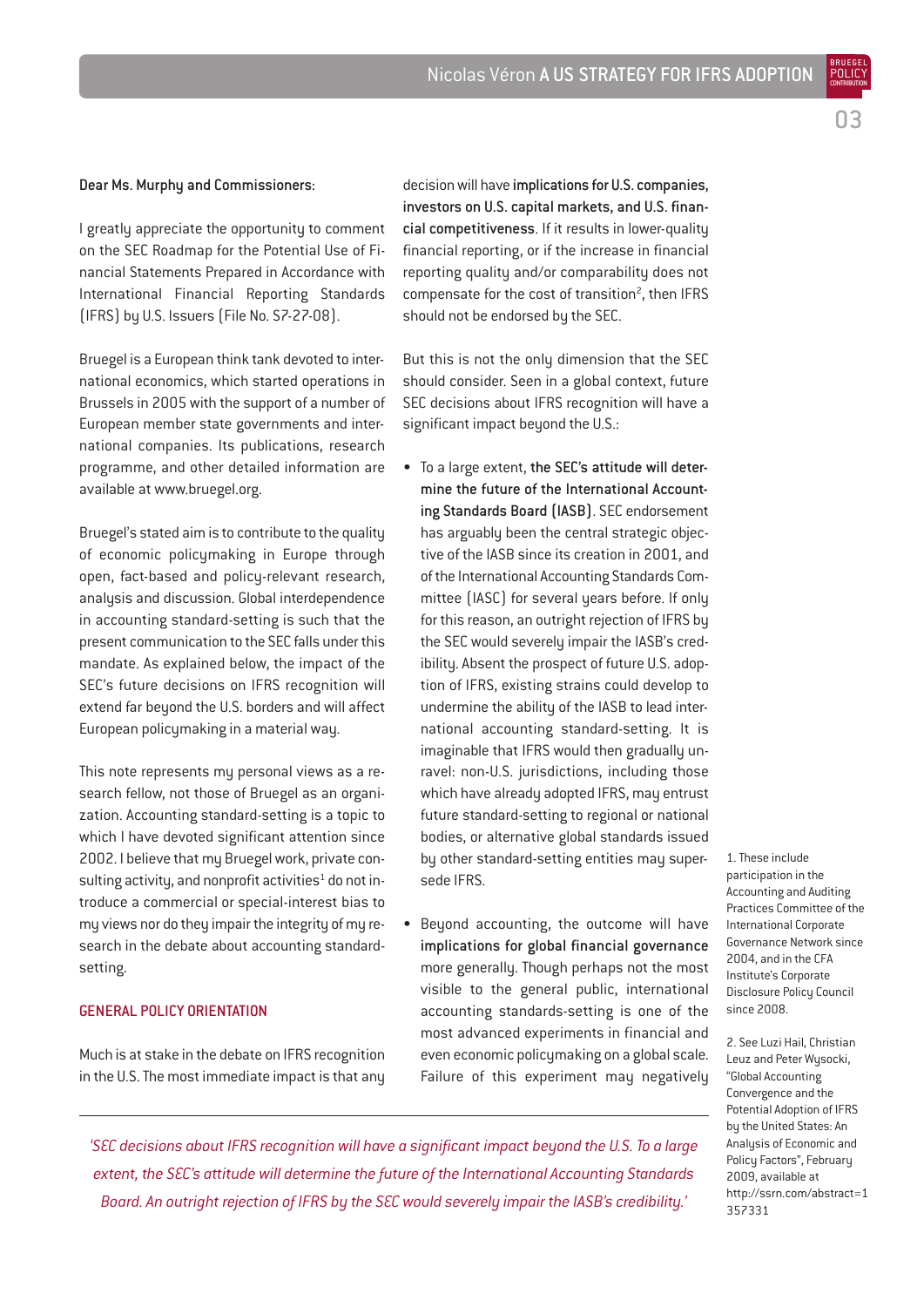Dear Ms. Murphy and Commissioners:

I greatly appreciate the opportunity to comment on the SEC Roadmap for the Potential Use of Financial Statements Prepared in Accordance with International Financial Reporting Standards (IFRS) by U.S. Issuers (File No. S7-27-08).

Bruegel is a European think tank devoted to international economics, which started operations in Brussels in 2005 with the support of a number of European member state governments and international companies. Its publications, research programme, and other detailed information are available at www.bruegel.org.

Bruegel's stated aim is to contribute to the quality of economic policymaking in Europe through open, fact-based and policy-relevant research, analysis and discussion. Global interdependence in accounting standard-setting is such that the present communication to the SEC falls under this mandate. As explained below, the impact of the SEC's future decisions on IFRS recognition will extend far beyond the U.S. borders and will affect European policymaking in a material way.

This note represents my personal views as a research fellow, not those of Bruegel as an organization. Accounting standard-setting is a topic to which I have devoted significant attention since 2002. I believe that my Bruegel work, private consulting activity, and nonprofit activities[1] do not introduce a commercial or special-interest bias to my views nor do they impair the integrity of my research in the debate about accounting standard-setting.

## GENERAL POLICY ORIENTATION

Much is at stake in the debate on IFRS recognition in the U.S. The most immediate impact is that any decision will have **implications for U.S. companies, investors on U.S. capital markets, and U.S. financial competitiveness**. If it results in lower-quality financial reporting, or if the increase in financial reporting quality and/or comparability does not compensate for the cost of transition[2], then IFRS should not be endorsed by the SEC.

But this is not the only dimension that the SEC should consider. Seen in a global context, future SEC decisions about IFRS recognition will have a significant impact beyond the U.S.:

- To a large extent, **the SEC's attitude will determine the future of the International Accounting Standards Board (IASB)**. SEC endorsement has arguably been the central strategic objective of the IASB since its creation in 2001, and of the International Accounting Standards Committee (IASC) for several years before. If only for this reason, an outright rejection of IFRS by the SEC would severely impair the IASB's credibility. Absent the prospect of future U.S. adoption of IFRS, existing strains could develop to undermine the ability of the IASB to lead international accounting standard-setting. It is imaginable that IFRS would then gradually unravel: non-U.S. jurisdictions, including those which have already adopted IFRS, may entrust future standard-setting to regional or national bodies, or alternative global standards issued by other standard-setting entities may supersede IFRS.

- Beyond accounting, the outcome will have **implications for global financial governance** more generally. Though perhaps not the most visible to the general public, international accounting standards-setting is one of the most advanced experiments in financial and even economic policymaking on a global scale. Failure of this experiment may negatively

*'SEC decisions about IFRS recognition will have a significant impact beyond the U.S. To a large extent, the SEC's attitude will determine the future of the International Accounting Standards Board. An outright rejection of IFRS by the SEC would severely impair the IASB's credibility.'*

1. These include participation in the Accounting and Auditing Practices Committee of the International Corporate Governance Network since 2004, and in the CFA Institute's Corporate Disclosure Policy Council since 2008.

2. See Luzi Hail, Christian Leuz and Peter Wysocki, "Global Accounting Convergence and the Potential Adoption of IFRS by the United States: An Analysis of Economic and Policy Factors", February 2009, available at http://ssrn.com/abstract=1357331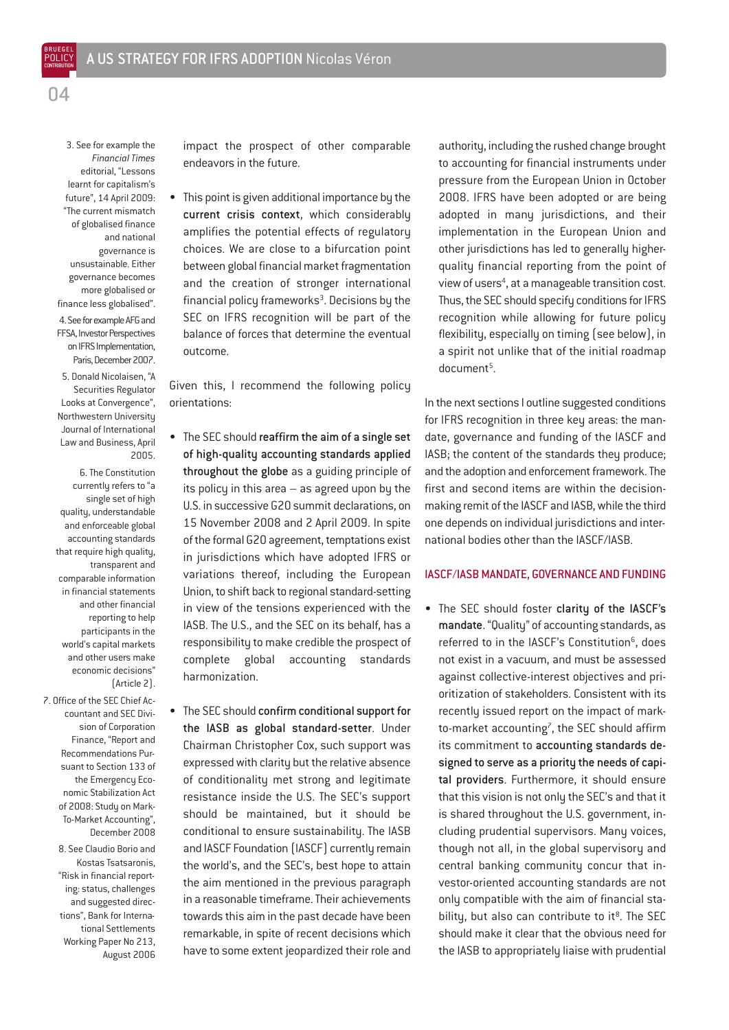impact the prospect of other comparable endeavors in the future.

- This point is given additional importance by the **current crisis context**, which considerably amplifies the potential effects of regulatory choices. We are close to a bifurcation point between global financial market fragmentation and the creation of stronger international financial policy frameworks[3]. Decisions by the SEC on IFRS recognition will be part of the balance of forces that determine the eventual outcome.

Given this, I recommend the following policy orientations:

- The SEC should **reaffirm the aim of a single set of high-quality accounting standards applied throughout the globe** as a guiding principle of its policy in this area – as agreed upon by the U.S. in successive G20 summit declarations, on 15 November 2008 and 2 April 2009. In spite of the formal G20 agreement, temptations exist in jurisdictions which have adopted IFRS or variations thereof, including the European Union, to shift back to regional standard-setting in view of the tensions experienced with the IASB. The U.S., and the SEC on its behalf, has a responsibility to make credible the prospect of complete global accounting standards harmonization.

- The SEC should **confirm conditional support for the IASB as global standard-setter**. Under Chairman Christopher Cox, such support was expressed with clarity but the relative absence of conditionality met strong and legitimate resistance inside the U.S. The SEC's support should be maintained, but it should be conditional to ensure sustainability. The IASB and IASCF Foundation (IASCF) currently remain the world's, and the SEC's, best hope to attain the aim mentioned in the previous paragraph in a reasonable timeframe. Their achievements towards this aim in the past decade have been remarkable, in spite of recent decisions which have to some extent jeopardized their role and authority, including the rushed change brought to accounting for financial instruments under pressure from the European Union in October 2008. IFRS have been adopted or are being adopted in many jurisdictions, and their implementation in the European Union and other jurisdictions has led to generally higher-quality financial reporting from the point of view of users[4], at a manageable transition cost. Thus, the SEC should specify conditions for IFRS recognition while allowing for future policy flexibility, especially on timing (see below), in a spirit not unlike that of the initial roadmap document[5].

In the next sections I outline suggested conditions for IFRS recognition in three key areas: the mandate, governance and funding of the IASCF and IASB; the content of the standards they produce; and the adoption and enforcement framework. The first and second items are within the decision-making remit of the IASCF and IASB, while the third one depends on individual jurisdictions and international bodies other than the IASCF/IASB.

## IASCF/IASB MANDATE, GOVERNANCE AND FUNDING

- The SEC should foster **clarity of the IASCF's mandate**. "Quality" of accounting standards, as referred to in the IASCF's Constitution[6], does not exist in a vacuum, and must be assessed against collective-interest objectives and prioritization of stakeholders. Consistent with its recently issued report on the impact of mark-to-market accounting[7], the SEC should affirm its commitment to **accounting standards designed to serve as a priority the needs of capital providers**. Furthermore, it should ensure that this vision is not only the SEC's and that it is shared throughout the U.S. government, including prudential supervisors. Many voices, though not all, in the global supervisory and central banking community concur that investor-oriented accounting standards are not only compatible with the aim of financial stability, but also can contribute to it[8]. The SEC should make it clear that the obvious need for the IASB to appropriately liaise with prudential

---

3. See for example the *Financial Times* editorial, "Lessons learnt for capitalism's future", 14 April 2009: "The current mismatch of globalised finance and national governance is unsustainable. Either governance becomes more globalised or finance less globalised".

4. See for example AFG and FFSA, Investor Perspectives on IFRS Implementation, Paris, December 2007.

5. Donald Nicolaisen, "A Securities Regulator Looks at Convergence", Northwestern University Journal of International Law and Business, April 2005.

6. The Constitution currently refers to "a single set of high quality, understandable and enforceable global accounting standards that require high quality, transparent and comparable information in financial statements and other financial reporting to help participants in the world's capital markets and other users make economic decisions" (Article 2).

7. Office of the SEC Chief Accountant and SEC Division of Corporation Finance, "Report and Recommendations Pursuant to Section 133 of the Emergency Economic Stabilization Act of 2008: Study on Mark-To-Market Accounting", December 2008

8. See Claudio Borio and Kostas Tsatsaronis, "Risk in financial reporting: status, challenges and suggested directions", Bank for International Settlements Working Paper No 213, August 2006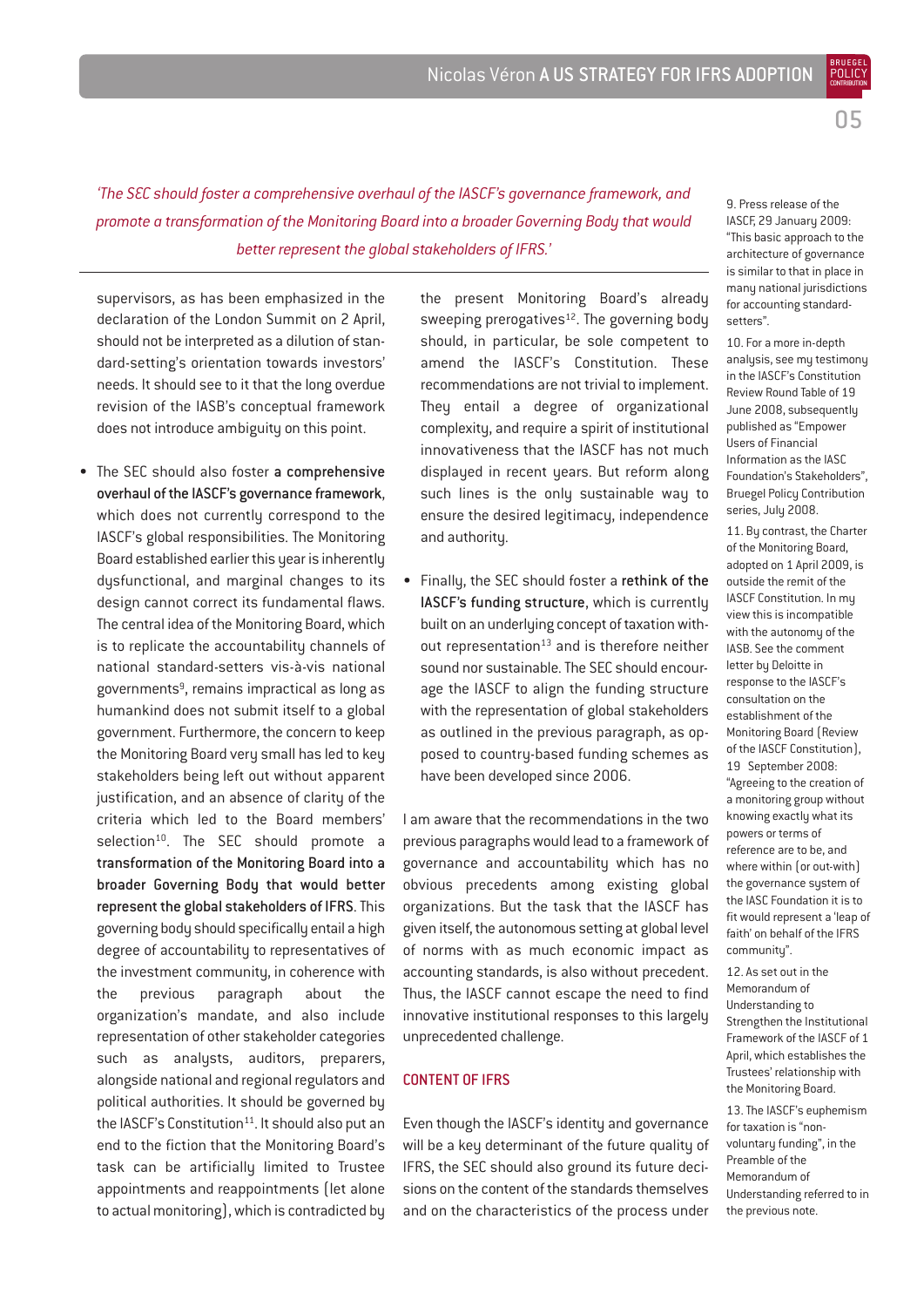*'The SEC should foster a comprehensive overhaul of the IASCF's governance framework, and promote a transformation of the Monitoring Board into a broader Governing Body that would better represent the global stakeholders of IFRS.'*

supervisors, as has been emphasized in the declaration of the London Summit on 2 April, should not be interpreted as a dilution of standard-setting's orientation towards investors' needs. It should see to it that the long overdue revision of the IASB's conceptual framework does not introduce ambiguity on this point.

- The SEC should also foster **a comprehensive overhaul of the IASCF's governance framework**, which does not currently correspond to the IASCF's global responsibilities. The Monitoring Board established earlier this year is inherently dysfunctional, and marginal changes to its design cannot correct its fundamental flaws. The central idea of the Monitoring Board, which is to replicate the accountability channels of national standard-setters vis-à-vis national governments[9], remains impractical as long as humankind does not submit itself to a global government. Furthermore, the concern to keep the Monitoring Board very small has led to key stakeholders being left out without apparent justification, and an absence of clarity of the criteria which led to the Board members' selection[10]. The SEC should promote a **transformation of the Monitoring Board into a broader Governing Body that would better represent the global stakeholders of IFRS**. This governing body should specifically entail a high degree of accountability to representatives of the investment community, in coherence with the previous paragraph about the organization's mandate, and also include representation of other stakeholder categories such as analysts, auditors, preparers, alongside national and regional regulators and political authorities. It should be governed by the IASCF's Constitution[11]. It should also put an end to the fiction that the Monitoring Board's task can be artificially limited to Trustee appointments and reappointments (let alone to actual monitoring), which is contradicted by the present Monitoring Board's already sweeping prerogatives[12]. The governing body should, in particular, be sole competent to amend the IASCF's Constitution. These recommendations are not trivial to implement. They entail a degree of organizational complexity, and require a spirit of institutional innovativeness that the IASCF has not much displayed in recent years. But reform along such lines is the only sustainable way to ensure the desired legitimacy, independence and authority.

- Finally, the SEC should foster a **rethink of the IASCF's funding structure**, which is currently built on an underlying concept of taxation without representation[13] and is therefore neither sound nor sustainable. The SEC should encourage the IASCF to align the funding structure with the representation of global stakeholders as outlined in the previous paragraph, as opposed to country-based funding schemes as have been developed since 2006.

I am aware that the recommendations in the two previous paragraphs would lead to a framework of governance and accountability which has no obvious precedents among existing global organizations. But the task that the IASCF has given itself, the autonomous setting at global level of norms with as much economic impact as accounting standards, is also without precedent. Thus, the IASCF cannot escape the need to find innovative institutional responses to this largely unprecedented challenge.

## CONTENT OF IFRS

Even though the IASCF's identity and governance will be a key determinant of the future quality of IFRS, the SEC should also ground its future decisions on the content of the standards themselves and on the characteristics of the process under

9. Press release of the IASCF, 29 January 2009: "This basic approach to the architecture of governance is similar to that in place in many national jurisdictions for accounting standard-setters".

10. For a more in-depth analysis, see my testimony in the IASCF's Constitution Review Round Table of 19 June 2008, subsequently published as "Empower Users of Financial Information as the IASC Foundation's Stakeholders", Bruegel Policy Contribution series, July 2008.

11. By contrast, the Charter of the Monitoring Board, adopted on 1 April 2009, is outside the remit of the IASCF Constitution. In my view this is incompatible with the autonomy of the IASB. See the comment letter by Deloitte in response to the IASCF's consultation on the establishment of the Monitoring Board (Review of the IASCF Constitution), 19 September 2008: "Agreeing to the creation of a monitoring group without knowing exactly what its powers or terms of reference are to be, and where within (or out-with) the governance system of the IASC Foundation it is to fit would represent a 'leap of faith' on behalf of the IFRS community".

12. As set out in the Memorandum of Understanding to Strengthen the Institutional Framework of the IASCF of 1 April, which establishes the Trustees' relationship with the Monitoring Board.

13. The IASCF's euphemism for taxation is "non-voluntary funding", in the Preamble of the Memorandum of Understanding referred to in the previous note.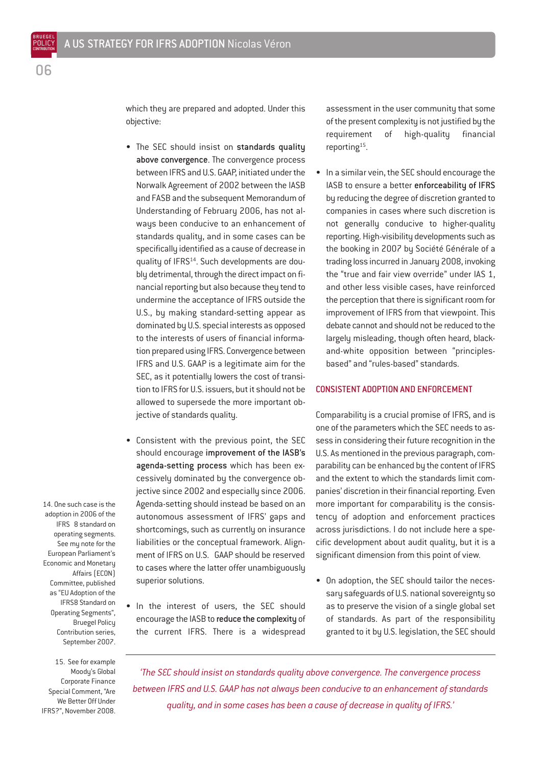which they are prepared and adopted. Under this objective:

- The SEC should insist on **standards quality above convergence**. The convergence process between IFRS and U.S. GAAP, initiated under the Norwalk Agreement of 2002 between the IASB and FASB and the subsequent Memorandum of Understanding of February 2006, has not always been conducive to an enhancement of standards quality, and in some cases can be specifically identified as a cause of decrease in quality of IFRS[14]. Such developments are doubly detrimental, through the direct impact on financial reporting but also because they tend to undermine the acceptance of IFRS outside the U.S., by making standard-setting appear as dominated by U.S. special interests as opposed to the interests of users of financial information prepared using IFRS. Convergence between IFRS and U.S. GAAP is a legitimate aim for the SEC, as it potentially lowers the cost of transition to IFRS for U.S. issuers, but it should not be allowed to supersede the more important objective of standards quality.

- Consistent with the previous point, the SEC should encourage **improvement of the IASB's agenda-setting process** which has been excessively dominated by the convergence objective since 2002 and especially since 2006. Agenda-setting should instead be based on an autonomous assessment of IFRS' gaps and shortcomings, such as currently on insurance liabilities or the conceptual framework. Alignment of IFRS on U.S. GAAP should be reserved to cases where the latter offer unambiguously superior solutions.

- In the interest of users, the SEC should encourage the IASB to **reduce the complexity** of the current IFRS. There is a widespread assessment in the user community that some of the present complexity is not justified by the requirement of high-quality financial reporting[15].

- In a similar vein, the SEC should encourage the IASB to ensure a better **enforceability of IFRS** by reducing the degree of discretion granted to companies in cases where such discretion is not generally conducive to higher-quality reporting. High-visibility developments such as the booking in 2007 by Société Générale of a trading loss incurred in January 2008, invoking the "true and fair view override" under IAS 1, and other less visible cases, have reinforced the perception that there is significant room for improvement of IFRS from that viewpoint. This debate cannot and should not be reduced to the largely misleading, though often heard, black-and-white opposition between "principles-based" and "rules-based" standards.

## CONSISTENT ADOPTION AND ENFORCEMENT

Comparability is a crucial promise of IFRS, and is one of the parameters which the SEC needs to assess in considering their future recognition in the U.S. As mentioned in the previous paragraph, comparability can be enhanced by the content of IFRS and the extent to which the standards limit companies' discretion in their financial reporting. Even more important for comparability is the consistency of adoption and enforcement practices across jurisdictions. I do not include here a specific development about audit quality, but it is a significant dimension from this point of view.

- On adoption, the SEC should tailor the necessary safeguards of U.S. national sovereignty so as to preserve the vision of a single global set of standards. As part of the responsibility granted to it by U.S. legislation, the SEC should

*'The SEC should insist on standards quality above convergence. The convergence process between IFRS and U.S. GAAP has not always been conducive to an enhancement of standards quality, and in some cases has been a cause of decrease in quality of IFRS.'*

14. One such case is the adoption in 2006 of the IFRS 8 standard on operating segments. See my note for the European Parliament's Economic and Monetary Affairs (ECON) Committee, published as "EU Adoption of the IFRS8 Standard on Operating Segments", Bruegel Policy Contribution series, September 2007.

15. See for example Moody's Global Corporate Finance Special Comment, "Are We Better Off Under IFRS?", November 2008.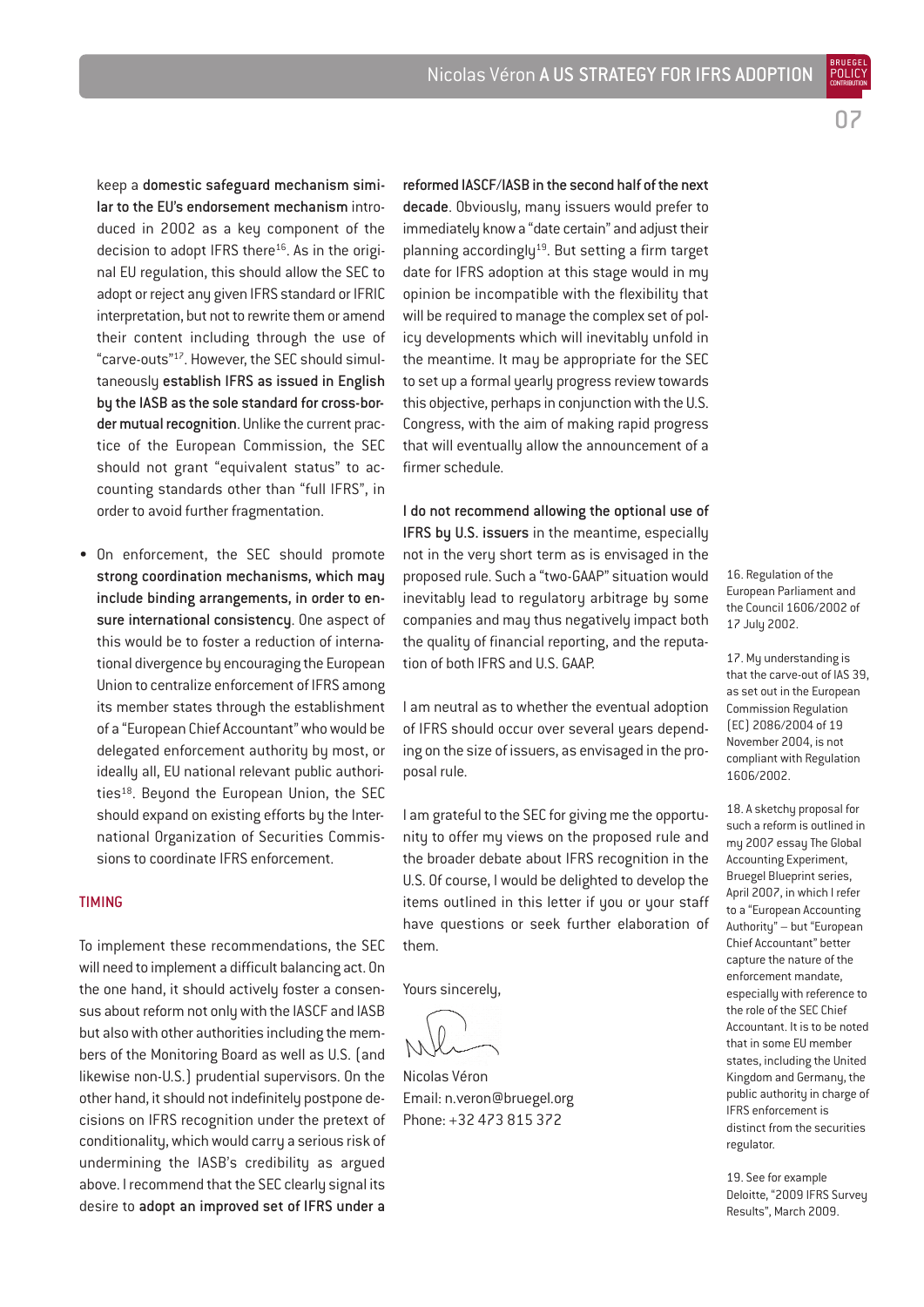keep a **domestic safeguard mechanism similar to the EU's endorsement mechanism** introduced in 2002 as a key component of the decision to adopt IFRS there[16]. As in the original EU regulation, this should allow the SEC to adopt or reject any given IFRS standard or IFRIC interpretation, but not to rewrite them or amend their content including through the use of "carve-outs"[17]. However, the SEC should simultaneously **establish IFRS as issued in English by the IASB as the sole standard for cross-border mutual recognition**. Unlike the current practice of the European Commission, the SEC should not grant "equivalent status" to accounting standards other than "full IFRS", in order to avoid further fragmentation.

- On enforcement, the SEC should promote **strong coordination mechanisms, which may include binding arrangements, in order to ensure international consistency**. One aspect of this would be to foster a reduction of international divergence by encouraging the European Union to centralize enforcement of IFRS among its member states through the establishment of a "European Chief Accountant" who would be delegated enforcement authority by most, or ideally all, EU national relevant public authorities[18]. Beyond the European Union, the SEC should expand on existing efforts by the International Organization of Securities Commissions to coordinate IFRS enforcement.

## TIMING

To implement these recommendations, the SEC will need to implement a difficult balancing act. On the one hand, it should actively foster a consensus about reform not only with the IASCF and IASB but also with other authorities including the members of the Monitoring Board as well as U.S. (and likewise non-U.S.) prudential supervisors. On the other hand, it should not indefinitely postpone decisions on IFRS recognition under the pretext of conditionality, which would carry a serious risk of undermining the IASB's credibility as argued above. I recommend that the SEC clearly signal its desire to **adopt an improved set of IFRS under a reformed IASCF/IASB in the second half of the next decade**. Obviously, many issuers would prefer to immediately know a "date certain" and adjust their planning accordingly[19]. But setting a firm target date for IFRS adoption at this stage would in my opinion be incompatible with the flexibility that will be required to manage the complex set of policy developments which will inevitably unfold in the meantime. It may be appropriate for the SEC to set up a formal yearly progress review towards this objective, perhaps in conjunction with the U.S. Congress, with the aim of making rapid progress that will eventually allow the announcement of a firmer schedule.

**I do not recommend allowing the optional use of IFRS by U.S. issuers** in the meantime, especially not in the very short term as is envisaged in the proposed rule. Such a "two-GAAP" situation would inevitably lead to regulatory arbitrage by some companies and may thus negatively impact both the quality of financial reporting, and the reputation of both IFRS and U.S. GAAP.

I am neutral as to whether the eventual adoption of IFRS should occur over several years depending on the size of issuers, as envisaged in the proposal rule.

I am grateful to the SEC for giving me the opportunity to offer my views on the proposed rule and the broader debate about IFRS recognition in the U.S. Of course, I would be delighted to develop the items outlined in this letter if you or your staff have questions or seek further elaboration of them.

Yours sincerely,

Nicolas Véron
Email: n.veron@bruegel.org
Phone: +32 473 815 372

---

16. Regulation of the European Parliament and the Council 1606/2002 of 17 July 2002.

17. My understanding is that the carve-out of IAS 39, as set out in the European Commission Regulation (EC) 2086/2004 of 19 November 2004, is not compliant with Regulation 1606/2002.

18. A sketchy proposal for such a reform is outlined in my 2007 essay The Global Accounting Experiment, Bruegel Blueprint series, April 2007, in which I refer to a "European Accounting Authority" – but "European Chief Accountant" better capture the nature of the enforcement mandate, especially with reference to the role of the SEC Chief Accountant. It is to be noted that in some EU member states, including the United Kingdom and Germany, the public authority in charge of IFRS enforcement is distinct from the securities regulator.

19. See for example Deloitte, "2009 IFRS Survey Results", March 2009.